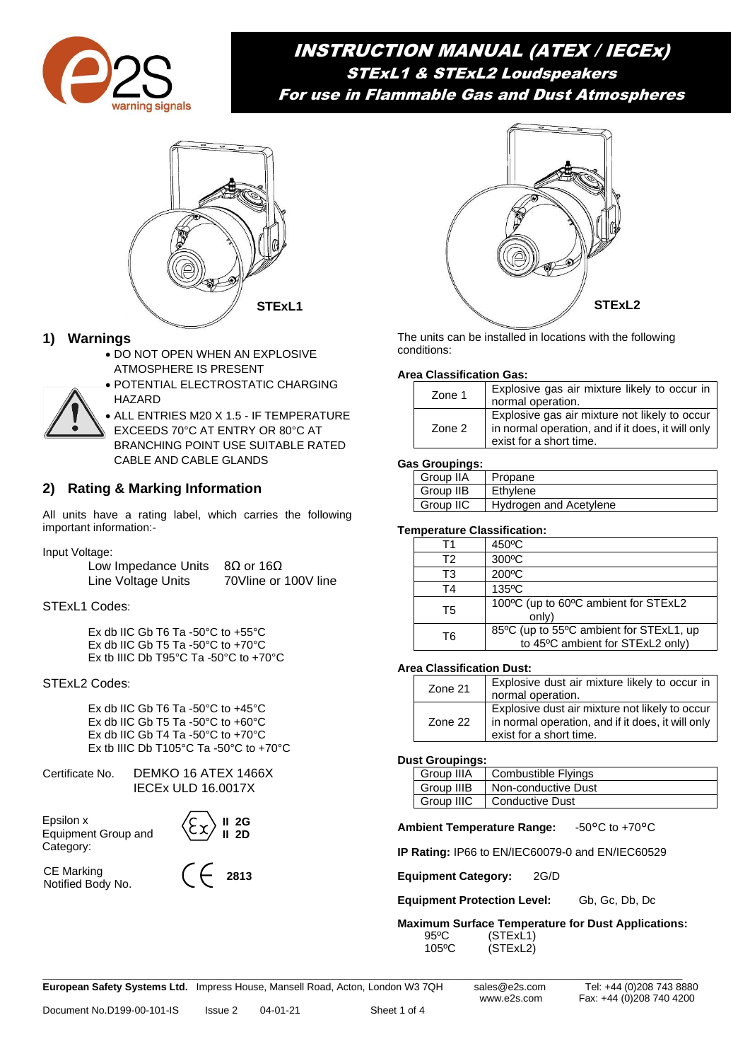# INSTRUCTION MANUAL (ATEX / IECEx)

## STExL1 & STExL2 Loudspeakers

## For use in Flammable Gas and Dust Atmospheres

STExL1

STExL2

## 1) Warnings

- DO NOT OPEN WHEN AN EXPLOSIVE ATMOSPHERE IS PRESENT
- POTENTIAL ELECTROSTATIC CHARGING HAZARD
- ALL ENTRIES M20 X 1.5 - IF TEMPERATURE EXCEEDS 70°C AT ENTRY OR 80°C AT BRANCHING POINT USE SUITABLE RATED CABLE AND CABLE GLANDS

## 2) Rating & Marking Information

All units have a rating label, which carries the following important information:-

Input Voltage:

| | |
|---|---|
| Low Impedance Units | 8Ω or 16Ω |
| Line Voltage Units | 70Vline or 100V line |

STExL1 Codes:

Ex db IIC Gb T6 Ta -50°C to +55°C
Ex db IIC Gb T5 Ta -50°C to +70°C
Ex tb IIIC Db T95°C Ta -50°C to +70°C

STExL2 Codes:

Ex db IIC Gb T6 Ta -50°C to +45°C
Ex db IIC Gb T5 Ta -50°C to +60°C
Ex db IIC Gb T4 Ta -50°C to +70°C
Ex tb IIIC Db T105°C Ta -50°C to +70°C

Certificate No. DEMKO 16 ATEX 1466X
IECEx ULD 16.0017X

Epsilon x Equipment Group and Category: II 2G II 2D

CE Marking Notified Body No. 2813

The units can be installed in locations with the following conditions:

**Area Classification Gas:**

| | |
|---|---|
| Zone 1 | Explosive gas air mixture likely to occur in normal operation. |
| Zone 2 | Explosive gas air mixture not likely to occur in normal operation, and if it does, it will only exist for a short time. |

**Gas Groupings:**

| | |
|---|---|
| Group IIA | Propane |
| Group IIB | Ethylene |
| Group IIC | Hydrogen and Acetylene |

**Temperature Classification:**

| | |
|---|---|
| T1 | 450ºC |
| T2 | 300ºC |
| T3 | 200ºC |
| T4 | 135ºC |
| T5 | 100ºC (up to 60ºC ambient for STExL2 only) |
| T6 | 85ºC (up to 55ºC ambient for STExL1, up to 45ºC ambient for STExL2 only) |

**Area Classification Dust:**

| | |
|---|---|
| Zone 21 | Explosive dust air mixture likely to occur in normal operation. |
| Zone 22 | Explosive dust air mixture not likely to occur in normal operation, and if it does, it will only exist for a short time. |

**Dust Groupings:**

| | |
|---|---|
| Group IIIA | Combustible Flyings |
| Group IIIB | Non-conductive Dust |
| Group IIIC | Conductive Dust |

**Ambient Temperature Range:** -50°C to +70°C

**IP Rating:** IP66 to EN/IEC60079-0 and EN/IEC60529

**Equipment Category:** 2G/D

**Equipment Protection Level:** Gb, Gc, Db, Dc

**Maximum Surface Temperature for Dust Applications:**

95ºC (STExL1)
105ºC (STExL2)

**European Safety Systems Ltd.** Impress House, Mansell Road, Acton, London W3 7QH sales@e2s.com www.e2s.com Tel: +44 (0)208 743 8880 Fax: +44 (0)208 740 4200

Document No.D199-00-101-IS Issue 2 04-01-21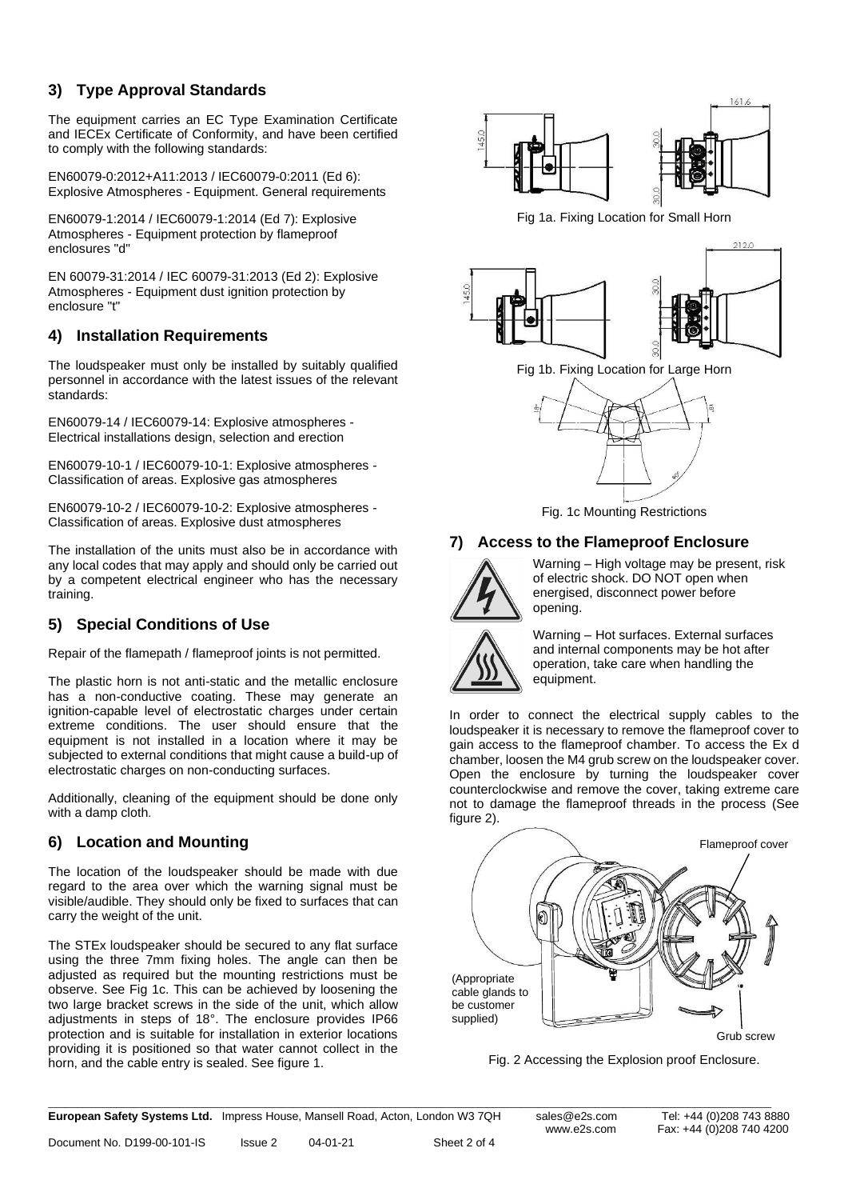## 3) Type Approval Standards

The equipment carries an EC Type Examination Certificate and IECEx Certificate of Conformity, and have been certified to comply with the following standards:

EN60079-0:2012+A11:2013 / IEC60079-0:2011 (Ed 6): Explosive Atmospheres - Equipment. General requirements

EN60079-1:2014 / IEC60079-1:2014 (Ed 7): Explosive Atmospheres - Equipment protection by flameproof enclosures "d"

EN 60079-31:2014 / IEC 60079-31:2013 (Ed 2): Explosive Atmospheres - Equipment dust ignition protection by enclosure "t"

## 4) Installation Requirements

The loudspeaker must only be installed by suitably qualified personnel in accordance with the latest issues of the relevant standards:

EN60079-14 / IEC60079-14: Explosive atmospheres - Electrical installations design, selection and erection

EN60079-10-1 / IEC60079-10-1: Explosive atmospheres - Classification of areas. Explosive gas atmospheres

EN60079-10-2 / IEC60079-10-2: Explosive atmospheres - Classification of areas. Explosive dust atmospheres

The installation of the units must also be in accordance with any local codes that may apply and should only be carried out by a competent electrical engineer who has the necessary training.

## 5) Special Conditions of Use

Repair of the flamepath / flameproof joints is not permitted.

The plastic horn is not anti-static and the metallic enclosure has a non-conductive coating. These may generate an ignition-capable level of electrostatic charges under certain extreme conditions. The user should ensure that the equipment is not installed in a location where it may be subjected to external conditions that might cause a build-up of electrostatic charges on non-conducting surfaces.

Additionally, cleaning of the equipment should be done only with a damp cloth.

## 6) Location and Mounting

The location of the loudspeaker should be made with due regard to the area over which the warning signal must be visible/audible. They should only be fixed to surfaces that can carry the weight of the unit.

The STEx loudspeaker should be secured to any flat surface using the three 7mm fixing holes. The angle can then be adjusted as required but the mounting restrictions must be observe. See Fig 1c. This can be achieved by loosening the two large bracket screws in the side of the unit, which allow adjustments in steps of 18°. The enclosure provides IP66 protection and is suitable for installation in exterior locations providing it is positioned so that water cannot collect in the horn, and the cable entry is sealed. See figure 1.

Fig 1a. Fixing Location for Small Horn

Fig 1b. Fixing Location for Large Horn

Fig. 1c Mounting Restrictions

## 7) Access to the Flameproof Enclosure

Warning – High voltage may be present, risk of electric shock. DO NOT open when energised, disconnect power before opening.

Warning – Hot surfaces. External surfaces and internal components may be hot after operation, take care when handling the equipment.

In order to connect the electrical supply cables to the loudspeaker it is necessary to remove the flameproof cover to gain access to the flameproof chamber. To access the Ex d chamber, loosen the M4 grub screw on the loudspeaker cover. Open the enclosure by turning the loudspeaker cover counterclockwise and remove the cover, taking extreme care not to damage the flameproof threads in the process (See figure 2).

Fig. 2 Accessing the Explosion proof Enclosure.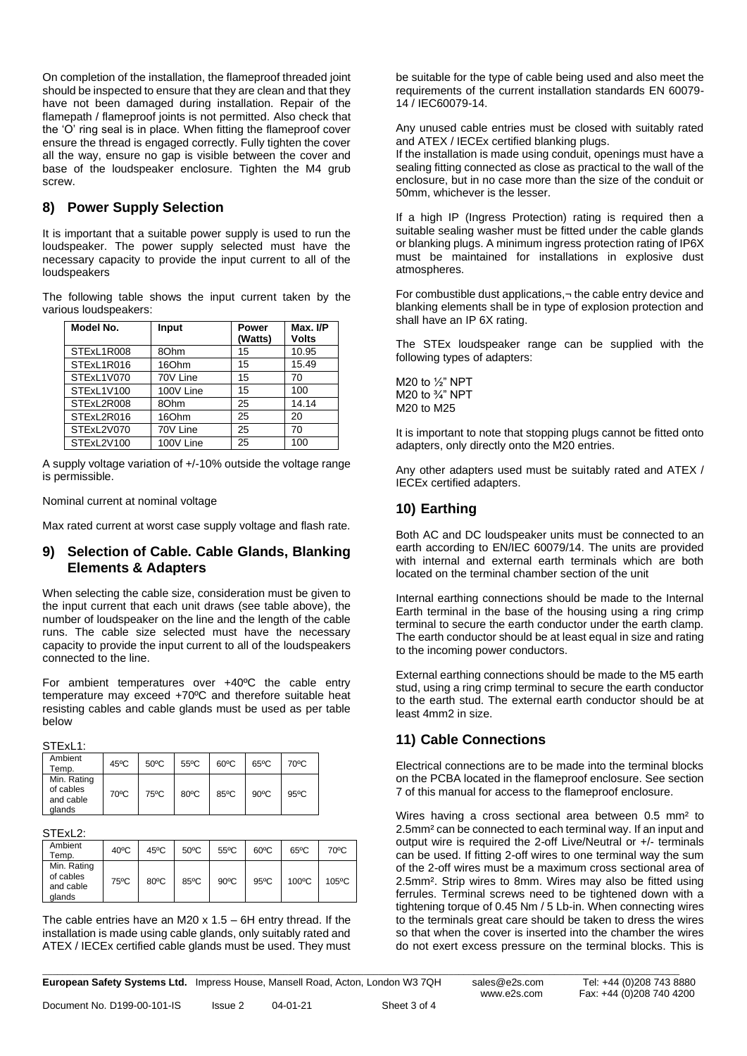On completion of the installation, the flameproof threaded joint should be inspected to ensure that they are clean and that they have not been damaged during installation. Repair of the flamepath / flameproof joints is not permitted. Also check that the 'O' ring seal is in place. When fitting the flameproof cover ensure the thread is engaged correctly. Fully tighten the cover all the way, ensure no gap is visible between the cover and base of the loudspeaker enclosure. Tighten the M4 grub screw.

## 8) Power Supply Selection

It is important that a suitable power supply is used to run the loudspeaker. The power supply selected must have the necessary capacity to provide the input current to all of the loudspeakers

The following table shows the input current taken by the various loudspeakers:

| Model No. | Input | Power (Watts) | Max. I/P Volts |
|---|---|---|---|
| STExL1R008 | 8Ohm | 15 | 10.95 |
| STExL1R016 | 16Ohm | 15 | 15.49 |
| STExL1V070 | 70V Line | 15 | 70 |
| STExL1V100 | 100V Line | 15 | 100 |
| STExL2R008 | 8Ohm | 25 | 14.14 |
| STExL2R016 | 16Ohm | 25 | 20 |
| STExL2V070 | 70V Line | 25 | 70 |
| STExL2V100 | 100V Line | 25 | 100 |

A supply voltage variation of +/-10% outside the voltage range is permissible.

Nominal current at nominal voltage

Max rated current at worst case supply voltage and flash rate.

## 9) Selection of Cable. Cable Glands, Blanking Elements & Adapters

When selecting the cable size, consideration must be given to the input current that each unit draws (see table above), the number of loudspeaker on the line and the length of the cable runs. The cable size selected must have the necessary capacity to provide the input current to all of the loudspeakers connected to the line.

For ambient temperatures over +40ºC the cable entry temperature may exceed +70ºC and therefore suitable heat resisting cables and cable glands must be used as per table below

STExL1:

| Ambient Temp. | 45ºC | 50ºC | 55ºC | 60ºC | 65ºC | 70ºC |
|---|---|---|---|---|---|---|
| Min. Rating of cables and cable glands | 70ºC | 75ºC | 80ºC | 85ºC | 90ºC | 95ºC |

STExL2:

| Ambient Temp. | 40ºC | 45ºC | 50ºC | 55ºC | 60ºC | 65ºC | 70ºC |
|---|---|---|---|---|---|---|---|
| Min. Rating of cables and cable glands | 75ºC | 80ºC | 85ºC | 90ºC | 95ºC | 100ºC | 105ºC |

The cable entries have an M20 x 1.5 – 6H entry thread. If the installation is made using cable glands, only suitably rated and ATEX / IECEx certified cable glands must be used. They must be suitable for the type of cable being used and also meet the requirements of the current installation standards EN 60079-14 / IEC60079-14.

Any unused cable entries must be closed with suitably rated and ATEX / IECEx certified blanking plugs.

If the installation is made using conduit, openings must have a sealing fitting connected as close as practical to the wall of the enclosure, but in no case more than the size of the conduit or 50mm, whichever is the lesser.

If a high IP (Ingress Protection) rating is required then a suitable sealing washer must be fitted under the cable glands or blanking plugs. A minimum ingress protection rating of IP6X must be maintained for installations in explosive dust atmospheres.

For combustible dust applications,¬ the cable entry device and blanking elements shall be in type of explosion protection and shall have an IP 6X rating.

The STEx loudspeaker range can be supplied with the following types of adapters:

M20 to ½" NPT
M20 to ¾" NPT
M20 to M25

It is important to note that stopping plugs cannot be fitted onto adapters, only directly onto the M20 entries.

Any other adapters used must be suitably rated and ATEX / IECEx certified adapters.

## 10) Earthing

Both AC and DC loudspeaker units must be connected to an earth according to EN/IEC 60079/14. The units are provided with internal and external earth terminals which are both located on the terminal chamber section of the unit

Internal earthing connections should be made to the Internal Earth terminal in the base of the housing using a ring crimp terminal to secure the earth conductor under the earth clamp. The earth conductor should be at least equal in size and rating to the incoming power conductors.

External earthing connections should be made to the M5 earth stud, using a ring crimp terminal to secure the earth conductor to the earth stud. The external earth conductor should be at least 4mm2 in size.

## 11) Cable Connections

Electrical connections are to be made into the terminal blocks on the PCBA located in the flameproof enclosure. See section 7 of this manual for access to the flameproof enclosure.

Wires having a cross sectional area between 0.5 mm² to 2.5mm² can be connected to each terminal way. If an input and output wire is required the 2-off Live/Neutral or +/- terminals can be used. If fitting 2-off wires to one terminal way the sum of the 2-off wires must be a maximum cross sectional area of 2.5mm². Strip wires to 8mm. Wires may also be fitted using ferrules. Terminal screws need to be tightened down with a tightening torque of 0.45 Nm / 5 Lb-in. When connecting wires to the terminals great care should be taken to dress the wires so that when the cover is inserted into the chamber the wires do not exert excess pressure on the terminal blocks. This is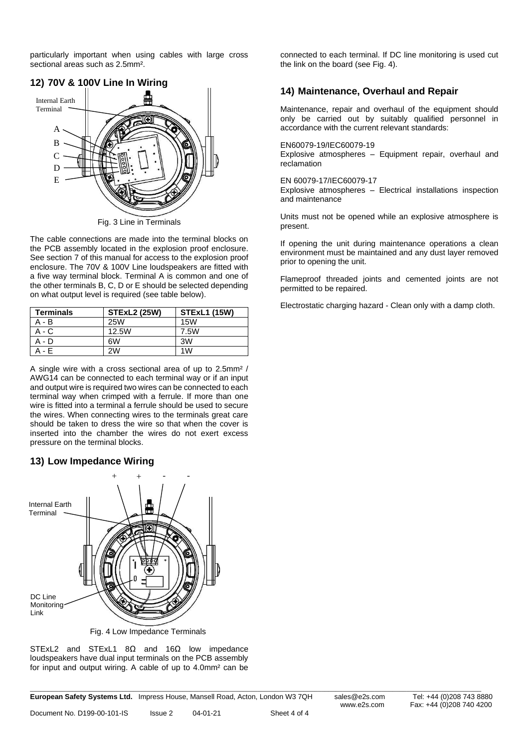particularly important when using cables with large cross sectional areas such as 2.5mm².

## 12) 70V & 100V Line In Wiring

Internal Earth Terminal

A

B

C

D

E

Fig. 3 Line in Terminals

The cable connections are made into the terminal blocks on the PCB assembly located in the explosion proof enclosure. See section 7 of this manual for access to the explosion proof enclosure. The 70V & 100V Line loudspeakers are fitted with a five way terminal block. Terminal A is common and one of the other terminals B, C, D or E should be selected depending on what output level is required (see table below).

| Terminals | STExL2 (25W) | STExL1 (15W) |
|---|---|---|
| A - B | 25W | 15W |
| A - C | 12.5W | 7.5W |
| A - D | 6W | 3W |
| A - E | 2W | 1W |

A single wire with a cross sectional area of up to 2.5mm² / AWG14 can be connected to each terminal way or if an input and output wire is required two wires can be connected to each terminal way when crimped with a ferrule. If more than one wire is fitted into a terminal a ferrule should be used to secure the wires. When connecting wires to the terminals great care should be taken to dress the wire so that when the cover is inserted into the chamber the wires do not exert excess pressure on the terminal blocks.

## 13) Low Impedance Wiring

\+ + - -

Internal Earth Terminal

DC Line Monitoring Link

Fig. 4 Low Impedance Terminals

STExL2 and STExL1 8Ω and 16Ω low impedance loudspeakers have dual input terminals on the PCB assembly for input and output wiring. A cable of up to 4.0mm² can be connected to each terminal. If DC line monitoring is used cut the link on the board (see Fig. 4).

## 14) Maintenance, Overhaul and Repair

Maintenance, repair and overhaul of the equipment should only be carried out by suitably qualified personnel in accordance with the current relevant standards:

EN60079-19/IEC60079-19
Explosive atmospheres – Equipment repair, overhaul and reclamation

EN 60079-17/IEC60079-17
Explosive atmospheres – Electrical installations inspection and maintenance

Units must not be opened while an explosive atmosphere is present.

If opening the unit during maintenance operations a clean environment must be maintained and any dust layer removed prior to opening the unit.

Flameproof threaded joints and cemented joints are not permitted to be repaired.

Electrostatic charging hazard - Clean only with a damp cloth.